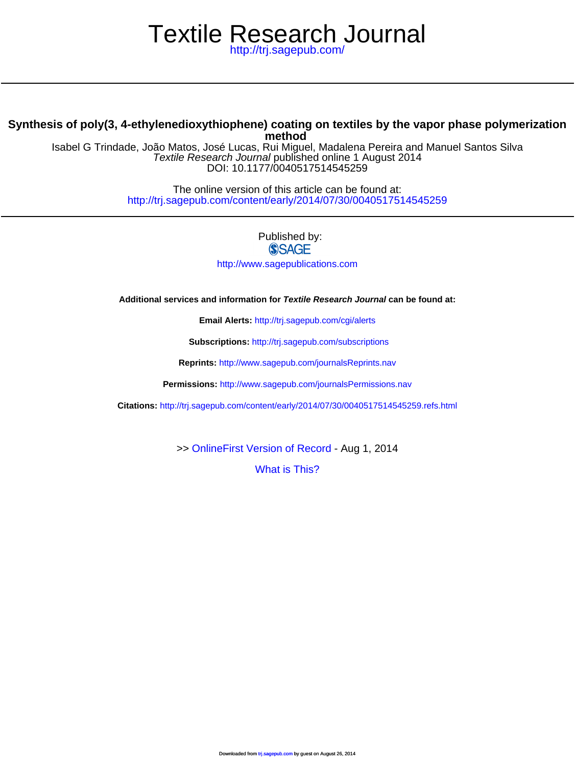# Textile Research Journal

http://trj.sagepub.com/

## Synthesis of poly(3, 4-ethylenedioxythiophene) coating on textiles by the vapor phase polymerization method

Isabel G Trindade, João Matos, José Lucas, Rui Miguel, Madalena Pereira and Manuel Santos Silva
*Textile Research Journal* published online 1 August 2014
DOI: 10.1177/0040517514545259

The online version of this article can be found at:
http://trj.sagepub.com/content/early/2014/07/30/0040517514545259

Published by:
SAGE
http://www.sagepublications.com

**Additional services and information for *Textile Research Journal* can be found at:**

**Email Alerts:** http://trj.sagepub.com/cgi/alerts

**Subscriptions:** http://trj.sagepub.com/subscriptions

**Reprints:** http://www.sagepub.com/journalsReprints.nav

**Permissions:** http://www.sagepub.com/journalsPermissions.nav

**Citations:** http://trj.sagepub.com/content/early/2014/07/30/0040517514545259.refs.html

>> OnlineFirst Version of Record - Aug 1, 2014

What is This?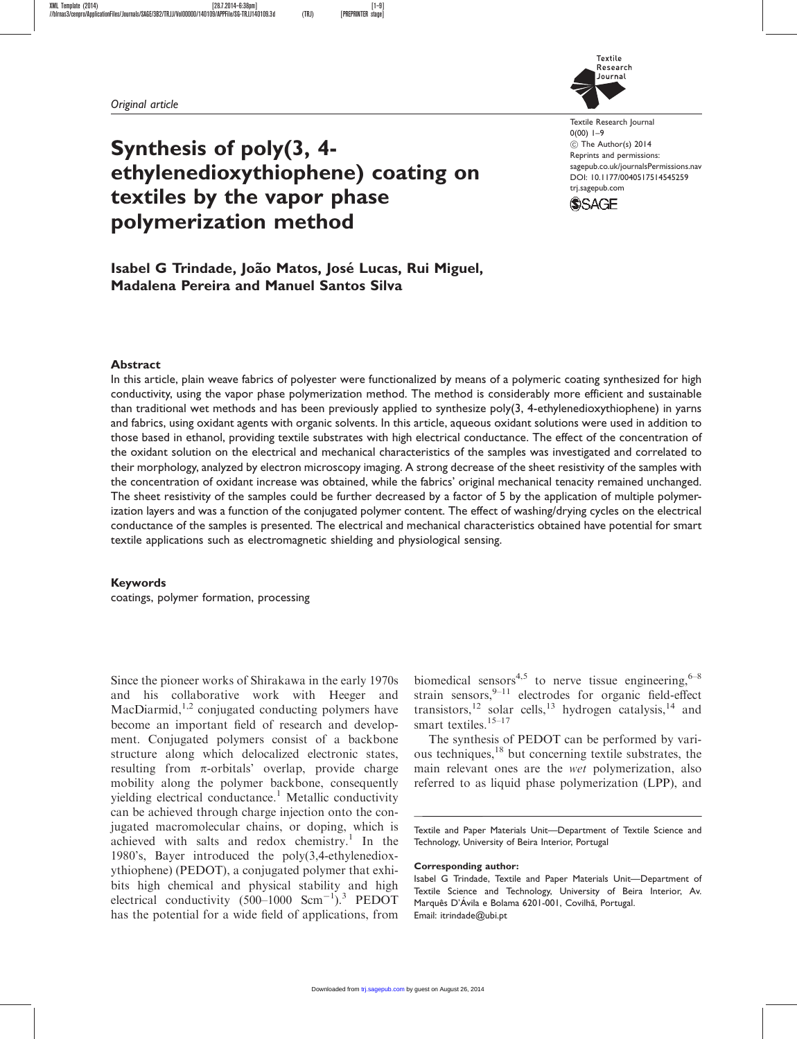Original article

# Synthesis of poly(3, 4-ethylenedioxythiophene) coating on textiles by the vapor phase polymerization method

Textile Research Journal
0(00) 1–9
© The Author(s) 2014
Reprints and permissions: sagepub.co.uk/journalsPermissions.nav
DOI: 10.1177/0040517514545259
trj.sagepub.com

**Isabel G Trindade, João Matos, José Lucas, Rui Miguel, Madalena Pereira and Manuel Santos Silva**

## Abstract

In this article, plain weave fabrics of polyester were functionalized by means of a polymeric coating synthesized for high conductivity, using the vapor phase polymerization method. The method is considerably more efficient and sustainable than traditional wet methods and has been previously applied to synthesize poly(3, 4-ethylenedioxythiophene) in yarns and fabrics, using oxidant agents with organic solvents. In this article, aqueous oxidant solutions were used in addition to those based in ethanol, providing textile substrates with high electrical conductance. The effect of the concentration of the oxidant solution on the electrical and mechanical characteristics of the samples was investigated and correlated to their morphology, analyzed by electron microscopy imaging. A strong decrease of the sheet resistivity of the samples with the concentration of oxidant increase was obtained, while the fabrics' original mechanical tenacity remained unchanged. The sheet resistivity of the samples could be further decreased by a factor of 5 by the application of multiple polymerization layers and was a function of the conjugated polymer content. The effect of washing/drying cycles on the electrical conductance of the samples is presented. The electrical and mechanical characteristics obtained have potential for smart textile applications such as electromagnetic shielding and physiological sensing.

### Keywords

coatings, polymer formation, processing

Since the pioneer works of Shirakawa in the early 1970s and his collaborative work with Heeger and MacDiarmid,[1,2] conjugated conducting polymers have become an important field of research and development. Conjugated polymers consist of a backbone structure along which delocalized electronic states, resulting from π-orbitals' overlap, provide charge mobility along the polymer backbone, consequently yielding electrical conductance.[1] Metallic conductivity can be achieved through charge injection onto the conjugated macromolecular chains, or doping, which is achieved with salts and redox chemistry.[1] In the 1980's, Bayer introduced the poly(3,4-ethylenedioxythiophene) (PEDOT), a conjugated polymer that exhibits high chemical and physical stability and high electrical conductivity (500–1000 $Scm^{-1}$).[3] PEDOT has the potential for a wide field of applications, from biomedical sensors[4,5] to nerve tissue engineering,[6–8] strain sensors,[9–11] electrodes for organic field-effect transistors,[12] solar cells,[13] hydrogen catalysis,[14] and smart textiles.[15–17]

The synthesis of PEDOT can be performed by various techniques,[18] but concerning textile substrates, the main relevant ones are the *wet* polymerization, also referred to as liquid phase polymerization (LPP), and

Textile and Paper Materials Unit—Department of Textile Science and Technology, University of Beira Interior, Portugal

**Corresponding author:**
Isabel G Trindade, Textile and Paper Materials Unit—Department of Textile Science and Technology, University of Beira Interior, Av. Marquês D'Ávila e Bolama 6201-001, Covilhã, Portugal.
Email: itrindade@ubi.pt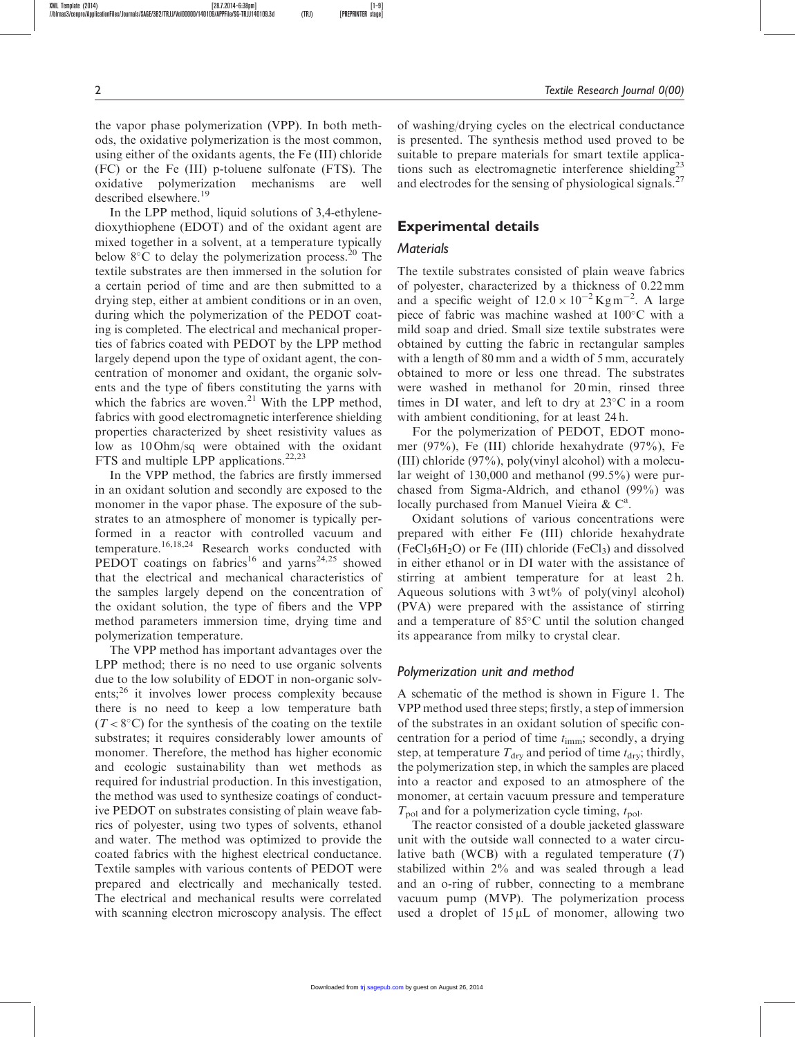the vapor phase polymerization (VPP). In both methods, the oxidative polymerization is the most common, using either of the oxidants agents, the Fe (III) chloride (FC) or the Fe (III) p-toluene sulfonate (FTS). The oxidative polymerization mechanisms are well described elsewhere.[19]

In the LPP method, liquid solutions of 3,4-ethylenedioxythiophene (EDOT) and of the oxidant agent are mixed together in a solvent, at a temperature typically below 8°C to delay the polymerization process.[20] The textile substrates are then immersed in the solution for a certain period of time and are then submitted to a drying step, either at ambient conditions or in an oven, during which the polymerization of the PEDOT coating is completed. The electrical and mechanical properties of fabrics coated with PEDOT by the LPP method largely depend upon the type of oxidant agent, the concentration of monomer and oxidant, the organic solvents and the type of fibers constituting the yarns with which the fabrics are woven.[21] With the LPP method, fabrics with good electromagnetic interference shielding properties characterized by sheet resistivity values as low as 10 Ohm/sq were obtained with the oxidant FTS and multiple LPP applications.[22,23]

In the VPP method, the fabrics are firstly immersed in an oxidant solution and secondly are exposed to the monomer in the vapor phase. The exposure of the substrates to an atmosphere of monomer is typically performed in a reactor with controlled vacuum and temperature.[16,18,24] Research works conducted with PEDOT coatings on fabrics[16] and yarns[24,25] showed that the electrical and mechanical characteristics of the samples largely depend on the concentration of the oxidant solution, the type of fibers and the VPP method parameters immersion time, drying time and polymerization temperature.

The VPP method has important advantages over the LPP method; there is no need to use organic solvents due to the low solubility of EDOT in non-organic solvents;[26] it involves lower process complexity because there is no need to keep a low temperature bath ($T < 8°C$) for the synthesis of the coating on the textile substrates; it requires considerably lower amounts of monomer. Therefore, the method has higher economic and ecologic sustainability than wet methods as required for industrial production. In this investigation, the method was used to synthesize coatings of conductive PEDOT on substrates consisting of plain weave fabrics of polyester, using two types of solvents, ethanol and water. The method was optimized to provide the coated fabrics with the highest electrical conductance. Textile samples with various contents of PEDOT were prepared and electrically and mechanically tested. The electrical and mechanical results were correlated with scanning electron microscopy analysis. The effect of washing/drying cycles on the electrical conductance is presented. The synthesis method used proved to be suitable to prepare materials for smart textile applications such as electromagnetic interference shielding[23] and electrodes for the sensing of physiological signals.[27]

## Experimental details

### Materials

The textile substrates consisted of plain weave fabrics of polyester, characterized by a thickness of 0.22 mm and a specific weight of $12.0 \times 10^{-2}\,\mathrm{Kg\,m^{-2}}$. A large piece of fabric was machine washed at 100°C with a mild soap and dried. Small size textile substrates were obtained by cutting the fabric in rectangular samples with a length of 80 mm and a width of 5 mm, accurately obtained to more or less one thread. The substrates were washed in methanol for 20 min, rinsed three times in DI water, and left to dry at 23°C in a room with ambient conditioning, for at least 24 h.

For the polymerization of PEDOT, EDOT monomer (97%), Fe (III) chloride hexahydrate (97%), Fe (III) chloride (97%), poly(vinyl alcohol) with a molecular weight of 130,000 and methanol (99.5%) were purchased from Sigma-Aldrich, and ethanol (99%) was locally purchased from Manuel Vieira & C[a].

Oxidant solutions of various concentrations were prepared with either Fe (III) chloride hexahydrate ($FeCl_3 6H_2O$) or Fe (III) chloride ($FeCl_3$) and dissolved in either ethanol or in DI water with the assistance of stirring at ambient temperature for at least 2 h. Aqueous solutions with 3 wt% of poly(vinyl alcohol) (PVA) were prepared with the assistance of stirring and a temperature of 85°C until the solution changed its appearance from milky to crystal clear.

### Polymerization unit and method

A schematic of the method is shown in Figure 1. The VPP method used three steps; firstly, a step of immersion of the substrates in an oxidant solution of specific concentration for a period of time $t_{imm}$; secondly, a drying step, at temperature $T_{dry}$ and period of time $t_{dry}$; thirdly, the polymerization step, in which the samples are placed into a reactor and exposed to an atmosphere of the monomer, at certain vacuum pressure and temperature $T_{pol}$ and for a polymerization cycle timing, $t_{pol}$.

The reactor consisted of a double jacketed glassware unit with the outside wall connected to a water circulative bath (WCB) with a regulated temperature ($T$) stabilized within 2% and was sealed through a lead and an o-ring of rubber, connecting to a membrane vacuum pump (MVP). The polymerization process used a droplet of 15 µL of monomer, allowing two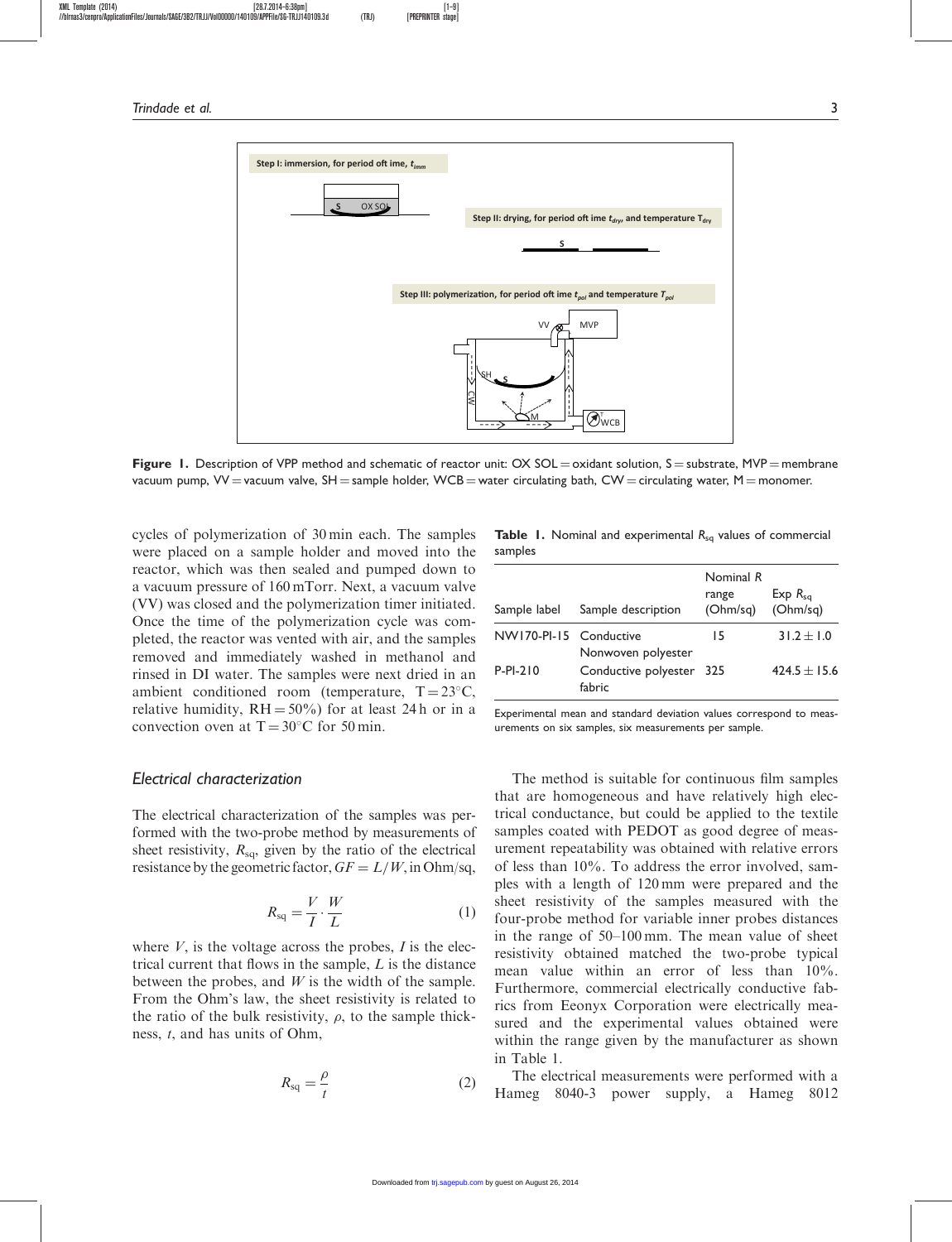Step I: immersion, for period oft ime, $t_{imm}$

Step II: drying, for period oft ime $t_{dry}$, and temperature $T_{dry}$

Step III: polymerization, for period oft ime $t_{pol}$ and temperature $T_{pol}$

**Figure 1.** Description of VPP method and schematic of reactor unit: OX SOL = oxidant solution, S = substrate, MVP = membrane vacuum pump, VV = vacuum valve, SH = sample holder, WCB = water circulating bath, CW = circulating water, M = monomer.

cycles of polymerization of 30 min each. The samples were placed on a sample holder and moved into the reactor, which was then sealed and pumped down to a vacuum pressure of 160 mTorr. Next, a vacuum valve (VV) was closed and the polymerization timer initiated. Once the time of the polymerization cycle was completed, the reactor was vented with air, and the samples removed and immediately washed in methanol and rinsed in DI water. The samples were next dried in an ambient conditioned room (temperature, T = 23°C, relative humidity, RH = 50%) for at least 24 h or in a convection oven at T = 30°C for 50 min.

## Electrical characterization

The electrical characterization of the samples was performed with the two-probe method by measurements of sheet resistivity, $R_{sq}$, given by the ratio of the electrical resistance by the geometric factor, $GF = L/W$, in Ohm/sq,

$$R_{sq} = \frac{V}{I} \cdot \frac{W}{L} \quad (1)$$

where $V$, is the voltage across the probes, $I$ is the electrical current that flows in the sample, $L$ is the distance between the probes, and $W$ is the width of the sample. From the Ohm's law, the sheet resistivity is related to the ratio of the bulk resistivity, $\rho$, to the sample thickness, $t$, and has units of Ohm,

$$R_{sq} = \frac{\rho}{t} \quad (2)$$

**Table 1.** Nominal and experimental $R_{sq}$ values of commercial samples

| Sample label | Sample description | Nominal $R$ range (Ohm/sq) | Exp $R_{sq}$ (Ohm/sq) |
|---|---|---|---|
| NW170-PI-15 | Conductive Nonwoven polyester | 15 | $31.2 \pm 1.0$ |
| P-PI-210 | Conductive polyester fabric | 325 | $424.5 \pm 15.6$ |

Experimental mean and standard deviation values correspond to measurements on six samples, six measurements per sample.

The method is suitable for continuous film samples that are homogeneous and have relatively high electrical conductance, but could be applied to the textile samples coated with PEDOT as good degree of measurement repeatability was obtained with relative errors of less than 10%. To address the error involved, samples with a length of 120 mm were prepared and the sheet resistivity of the samples measured with the four-probe method for variable inner probes distances in the range of 50–100 mm. The mean value of sheet resistivity obtained matched the two-probe typical mean value within an error of less than 10%. Furthermore, commercial electrically conductive fabrics from Eeonyx Corporation were electrically measured and the experimental values obtained were within the range given by the manufacturer as shown in Table 1.

The electrical measurements were performed with a Hameg 8040-3 power supply, a Hameg 8012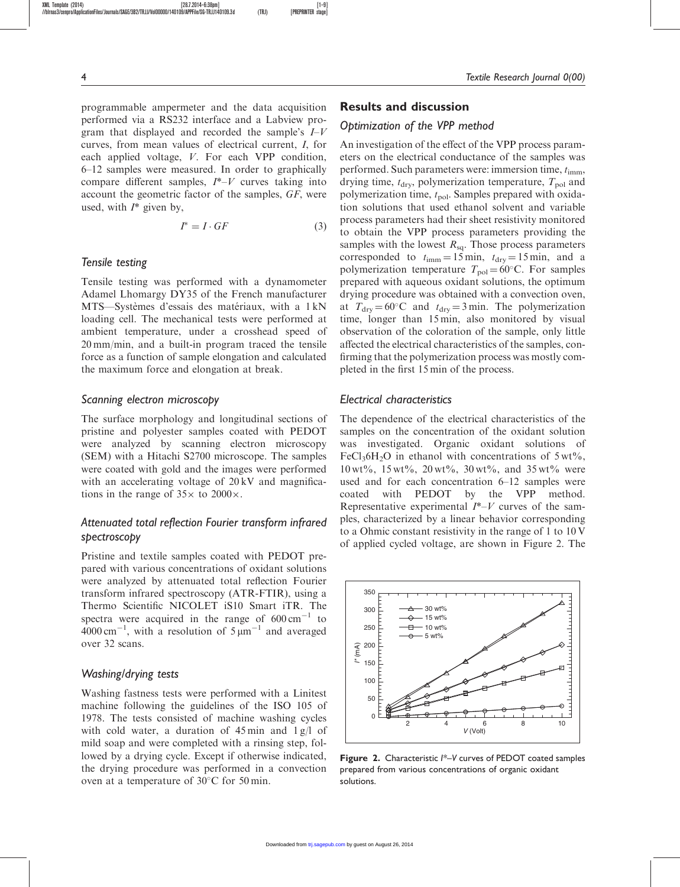programmable ampermeter and the data acquisition performed via a RS232 interface and a Labview program that displayed and recorded the sample's $I$–$V$ curves, from mean values of electrical current, $I$, for each applied voltage, $V$. For each VPP condition, 6–12 samples were measured. In order to graphically compare different samples, $I^*$–$V$ curves taking into account the geometric factor of the samples, $GF$, were used, with $I^*$ given by,

$$I^* = I \cdot GF \tag{3}$$

### Tensile testing

Tensile testing was performed with a dynamometer Adamel Lhomargy DY35 of the French manufacturer MTS—Systèmes d'essais des matériaux, with a 1 kN loading cell. The mechanical tests were performed at ambient temperature, under a crosshead speed of 20 mm/min, and a built-in program traced the tensile force as a function of sample elongation and calculated the maximum force and elongation at break.

### Scanning electron microscopy

The surface morphology and longitudinal sections of pristine and polyester samples coated with PEDOT were analyzed by scanning electron microscopy (SEM) with a Hitachi S2700 microscope. The samples were coated with gold and the images were performed with an accelerating voltage of 20 kV and magnifications in the range of 35× to 2000×.

### Attenuated total reflection Fourier transform infrared spectroscopy

Pristine and textile samples coated with PEDOT prepared with various concentrations of oxidant solutions were analyzed by attenuated total reflection Fourier transform infrared spectroscopy (ATR-FTIR), using a Thermo Scientific NICOLET iS10 Smart iTR. The spectra were acquired in the range of 600 cm$^{-1}$ to 4000 cm$^{-1}$, with a resolution of 5 µm$^{-1}$ and averaged over 32 scans.

### Washing/drying tests

Washing fastness tests were performed with a Linitest machine following the guidelines of the ISO 105 of 1978. The tests consisted of machine washing cycles with cold water, a duration of 45 min and 1 g/l of mild soap and were completed with a rinsing step, followed by a drying cycle. Except if otherwise indicated, the drying procedure was performed in a convection oven at a temperature of 30°C for 50 min.

## Results and discussion

### Optimization of the VPP method

An investigation of the effect of the VPP process parameters on the electrical conductance of the samples was performed. Such parameters were: immersion time, $t_{imm}$, drying time, $t_{dry}$, polymerization temperature, $T_{pol}$ and polymerization time, $t_{pol}$. Samples prepared with oxidation solutions that used ethanol solvent and variable process parameters had their sheet resistivity monitored to obtain the VPP process parameters providing the samples with the lowest $R_{sq}$. Those process parameters corresponded to $t_{imm} = 15$ min, $t_{dry} = 15$ min, and a polymerization temperature $T_{pol} = 60$°C. For samples prepared with aqueous oxidant solutions, the optimum drying procedure was obtained with a convection oven, at $T_{dry} = 60$°C and $t_{dry} = 3$ min. The polymerization time, longer than 15 min, also monitored by visual observation of the coloration of the sample, only little affected the electrical characteristics of the samples, confirming that the polymerization process was mostly completed in the first 15 min of the process.

### Electrical characteristics

The dependence of the electrical characteristics of the samples on the concentration of the oxidant solution was investigated. Organic oxidant solutions of $FeCl_3 6H_2O$ in ethanol with concentrations of 5 wt%, 10 wt%, 15 wt%, 20 wt%, 30 wt%, and 35 wt% were used and for each concentration 6–12 samples were coated with PEDOT by the VPP method. Representative experimental $I^*$–$V$ curves of the samples, characterized by a linear behavior corresponding to a Ohmic constant resistivity in the range of 1 to 10 V of applied cycled voltage, are shown in Figure 2. The

**Figure 2.** Characteristic $I^*$–$V$ curves of PEDOT coated samples prepared from various concentrations of organic oxidant solutions.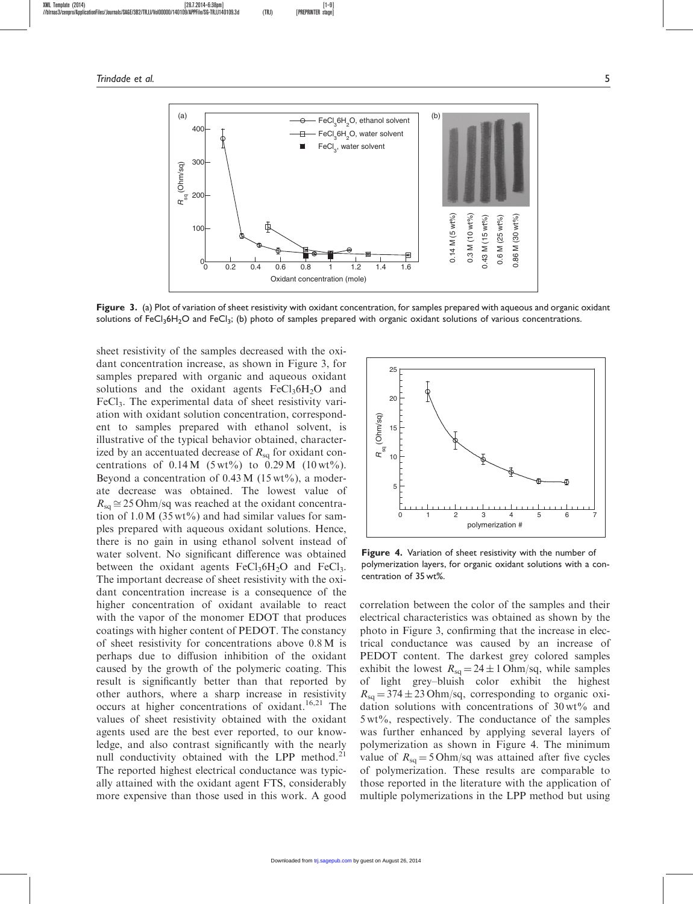Figure 3. (a) Plot of variation of sheet resistivity with oxidant concentration, for samples prepared with aqueous and organic oxidant solutions of $FeCl_36H_2O$ and $FeCl_3$; (b) photo of samples prepared with organic oxidant solutions of various concentrations.

sheet resistivity of the samples decreased with the oxidant concentration increase, as shown in Figure 3, for samples prepared with organic and aqueous oxidant solutions and the oxidant agents $FeCl_36H_2O$ and $FeCl_3$. The experimental data of sheet resistivity variation with oxidant solution concentration, correspondent to samples prepared with ethanol solvent, is illustrative of the typical behavior obtained, characterized by an accentuated decrease of $R_{sq}$ for oxidant concentrations of 0.14 M (5 wt%) to 0.29 M (10 wt%). Beyond a concentration of 0.43 M (15 wt%), a moderate decrease was obtained. The lowest value of $R_{sq} \cong 25$ Ohm/sq was reached at the oxidant concentration of 1.0 M (35 wt%) and had similar values for samples prepared with aqueous oxidant solutions. Hence, there is no gain in using ethanol solvent instead of water solvent. No significant difference was obtained between the oxidant agents $FeCl_36H_2O$ and $FeCl_3$. The important decrease of sheet resistivity with the oxidant concentration increase is a consequence of the higher concentration of oxidant available to react with the vapor of the monomer EDOT that produces coatings with higher content of PEDOT. The constancy of sheet resistivity for concentrations above 0.8 M is perhaps due to diffusion inhibition of the oxidant caused by the growth of the polymeric coating. This result is significantly better than that reported by other authors, where a sharp increase in resistivity occurs at higher concentrations of oxidant.[16,21] The values of sheet resistivity obtained with the oxidant agents used are the best ever reported, to our knowledge, and also contrast significantly with the nearly null conductivity obtained with the LPP method.[21] The reported highest electrical conductance was typically attained with the oxidant agent FTS, considerably more expensive than those used in this work. A good correlation between the color of the samples and their electrical characteristics was obtained as shown by the photo in Figure 3, confirming that the increase in electrical conductance was caused by an increase of PEDOT content. The darkest grey colored samples exhibit the lowest $R_{sq} = 24 \pm 1$ Ohm/sq, while samples of light grey–bluish color exhibit the highest $R_{sq} = 374 \pm 23$ Ohm/sq, corresponding to organic oxidation solutions with concentrations of 30 wt% and 5 wt%, respectively. The conductance of the samples was further enhanced by applying several layers of polymerization as shown in Figure 4. The minimum value of $R_{sq} = 5$ Ohm/sq was attained after five cycles of polymerization. These results are comparable to those reported in the literature with the application of multiple polymerizations in the LPP method but using

Figure 4. Variation of sheet resistivity with the number of polymerization layers, for organic oxidant solutions with a concentration of 35 wt%.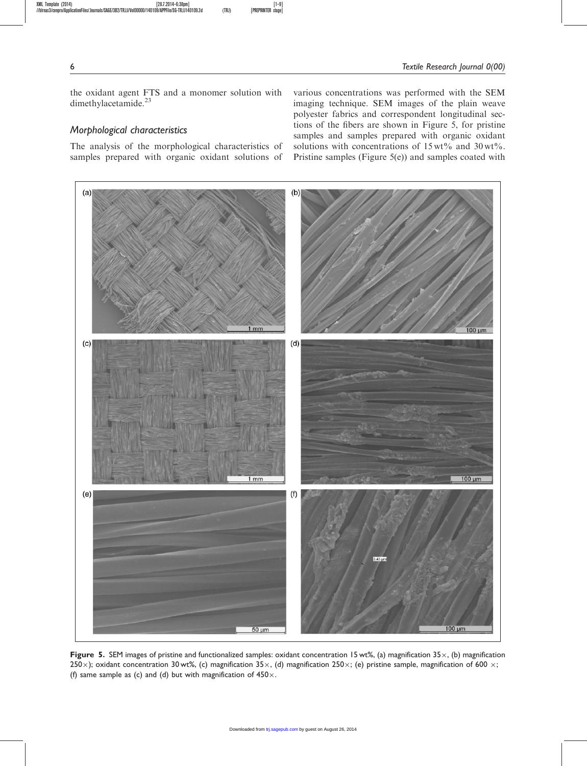the oxidant agent FTS and a monomer solution with dimethylacetamide.[23]

### *Morphological characteristics*

The analysis of the morphological characteristics of samples prepared with organic oxidant solutions of various concentrations was performed with the SEM imaging technique. SEM images of the plain weave polyester fabrics and correspondent longitudinal sections of the fibers are shown in Figure 5, for pristine samples and samples prepared with organic oxidant solutions with concentrations of 15 wt% and 30 wt%. Pristine samples (Figure 5(e)) and samples coated with

**Figure 5.** SEM images of pristine and functionalized samples: oxidant concentration 15 wt%, (a) magnification 35×, (b) magnification 250×); oxidant concentration 30 wt%, (c) magnification 35×, (d) magnification 250×; (e) pristine sample, magnification of 600 ×; (f) same sample as (c) and (d) but with magnification of 450×.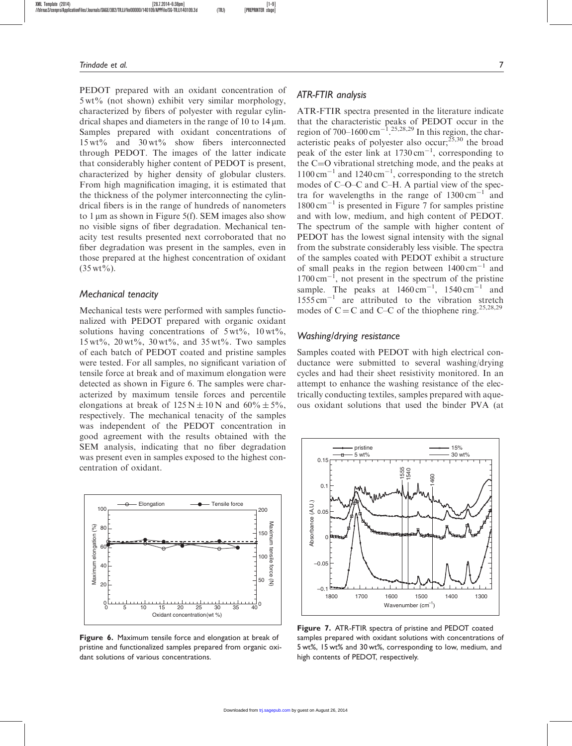PEDOT prepared with an oxidant concentration of 5 wt% (not shown) exhibit very similar morphology, characterized by fibers of polyester with regular cylindrical shapes and diameters in the range of 10 to 14 µm. Samples prepared with oxidant concentrations of 15 wt% and 30 wt% show fibers interconnected through PEDOT. The images of the latter indicate that considerably higher content of PEDOT is present, characterized by higher density of globular clusters. From high magnification imaging, it is estimated that the thickness of the polymer interconnecting the cylindrical fibers is in the range of hundreds of nanometers to 1 µm as shown in Figure 5(f). SEM images also show no visible signs of fiber degradation. Mechanical tenacity test results presented next corroborated that no fiber degradation was present in the samples, even in those prepared at the highest concentration of oxidant (35 wt%).

### Mechanical tenacity

Mechanical tests were performed with samples functionalized with PEDOT prepared with organic oxidant solutions having concentrations of 5 wt%, 10 wt%, 15 wt%, 20 wt%, 30 wt%, and 35 wt%. Two samples of each batch of PEDOT coated and pristine samples were tested. For all samples, no significant variation of tensile force at break and of maximum elongation were detected as shown in Figure 6. The samples were characterized by maximum tensile forces and percentile elongations at break of 125 N ± 10 N and 60% ± 5%, respectively. The mechanical tenacity of the samples was independent of the PEDOT concentration in good agreement with the results obtained with the SEM analysis, indicating that no fiber degradation was present even in samples exposed to the highest concentration of oxidant.

**Figure 6.** Maximum tensile force and elongation at break of pristine and functionalized samples prepared from organic oxidant solutions of various concentrations.

### ATR-FTIR analysis

ATR-FTIR spectra presented in the literature indicate that the characteristic peaks of PEDOT occur in the region of 700–1600 $cm^{-1}$.[25,28,29] In this region, the characteristic peaks of polyester also occur;[25,30] the broad peak of the ester link at 1730 $cm^{-1}$, corresponding to the C=O vibrational stretching mode, and the peaks at 1100 $cm^{-1}$ and 1240 $cm^{-1}$, corresponding to the stretch modes of C–O–C and C–H. A partial view of the spectra for wavelengths in the range of 1300 $cm^{-1}$ and 1800 $cm^{-1}$ is presented in Figure 7 for samples pristine and with low, medium, and high content of PEDOT. The spectrum of the sample with higher content of PEDOT has the lowest signal intensity with the signal from the substrate considerably less visible. The spectra of the samples coated with PEDOT exhibit a structure of small peaks in the region between 1400 $cm^{-1}$ and 1700 $cm^{-1}$, not present in the spectrum of the pristine sample. The peaks at 1460 $cm^{-1}$, 1540 $cm^{-1}$ and 1555 $cm^{-1}$ are attributed to the vibration stretch modes of C=C and C–C of the thiophene ring.[25,28,29]

**Figure 7.** ATR-FTIR spectra of pristine and PEDOT coated samples prepared with oxidant solutions with concentrations of 5 wt%, 15 wt% and 30 wt%, corresponding to low, medium, and high contents of PEDOT, respectively.

### Washing/drying resistance

Samples coated with PEDOT with high electrical conductance were submitted to several washing/drying cycles and had their sheet resistivity monitored. In an attempt to enhance the washing resistance of the electrically conducting textiles, samples prepared with aqueous oxidant solutions that used the binder PVA (at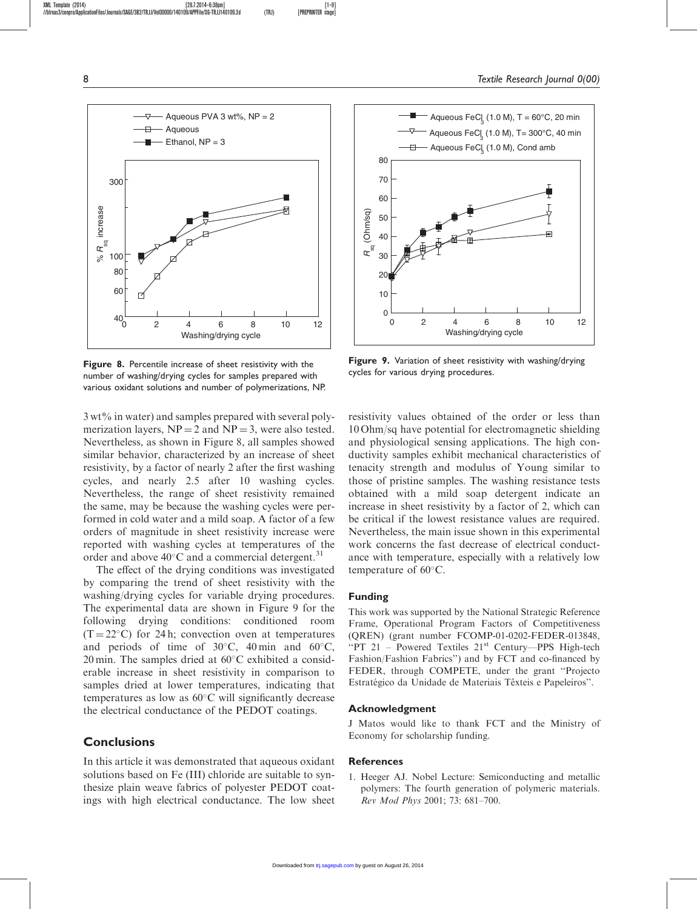Figure 8. Percentile increase of sheet resistivity with the number of washing/drying cycles for samples prepared with various oxidant solutions and number of polymerizations, NP.

Figure 9. Variation of sheet resistivity with washing/drying cycles for various drying procedures.

3 wt% in water) and samples prepared with several polymerization layers, NP = 2 and NP = 3, were also tested. Nevertheless, as shown in Figure 8, all samples showed similar behavior, characterized by an increase of sheet resistivity, by a factor of nearly 2 after the first washing cycles, and nearly 2.5 after 10 washing cycles. Nevertheless, the range of sheet resistivity remained the same, may be because the washing cycles were performed in cold water and a mild soap. A factor of a few orders of magnitude in sheet resistivity increase were reported with washing cycles at temperatures of the order and above 40°C and a commercial detergent.[31]

The effect of the drying conditions was investigated by comparing the trend of sheet resistivity with the washing/drying cycles for variable drying procedures. The experimental data are shown in Figure 9 for the following drying conditions: conditioned room (T = 22°C) for 24 h; convection oven at temperatures and periods of time of 30°C, 40 min and 60°C, 20 min. The samples dried at 60°C exhibited a considerable increase in sheet resistivity in comparison to samples dried at lower temperatures, indicating that temperatures as low as 60°C will significantly decrease the electrical conductance of the PEDOT coatings.

## Conclusions

In this article it was demonstrated that aqueous oxidant solutions based on Fe (III) chloride are suitable to synthesize plain weave fabrics of polyester PEDOT coatings with high electrical conductance. The low sheet resistivity values obtained of the order or less than 10 Ohm/sq have potential for electromagnetic shielding and physiological sensing applications. The high conductivity samples exhibit mechanical characteristics of tenacity strength and modulus of Young similar to those of pristine samples. The washing resistance tests obtained with a mild soap detergent indicate an increase in sheet resistivity by a factor of 2, which can be critical if the lowest resistance values are required. Nevertheless, the main issue shown in this experimental work concerns the fast decrease of electrical conductance with temperature, especially with a relatively low temperature of 60°C.

## Funding

This work was supported by the National Strategic Reference Frame, Operational Program Factors of Competitiveness (QREN) (grant number FCOMP-01-0202-FEDER-013848, "PT 21 – Powered Textiles 21st Century—PPS High-tech Fashion/Fashion Fabrics") and by FCT and co-financed by FEDER, through COMPETE, under the grant "Projecto Estratégico da Unidade de Materiais Têxteis e Papeleiros".

## Acknowledgment

J Matos would like to thank FCT and the Ministry of Economy for scholarship funding.

## References

1. Heeger AJ. Nobel Lecture: Semiconducting and metallic polymers: The fourth generation of polymeric materials. *Rev Mod Phys* 2001; 73: 681–700.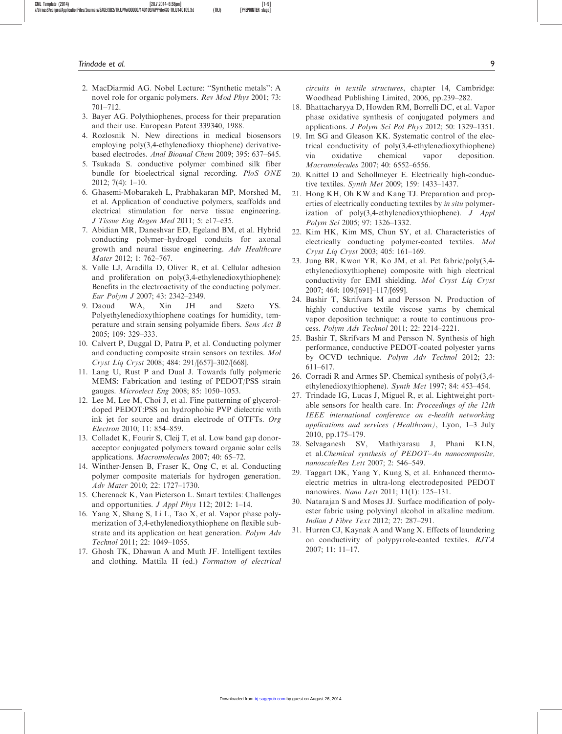2. MacDiarmid AG. Nobel Lecture: "Synthetic metals": A novel role for organic polymers. *Rev Mod Phys* 2001; 73: 701–712.
3. Bayer AG. Polythiophenes, process for their preparation and their use. European Patent 339340, 1988.
4. Rozlosnik N. New directions in medical biosensors employing poly(3,4-ethylenedioxy thiophene) derivative-based electrodes. *Anal Bioanal Chem* 2009; 395: 637–645.
5. Tsukada S. conductive polymer combined silk fiber bundle for bioelectrical signal recording. *PloS ONE* 2012; 7(4): 1–10.
6. Ghasemi-Mobarakeh L, Prabhakaran MP, Morshed M, et al. Application of conductive polymers, scaffolds and electrical stimulation for nerve tissue engineering. *J Tissue Eng Regen Med* 2011; 5: e17–e35.
7. Abidian MR, Daneshvar ED, Egeland BM, et al. Hybrid conducting polymer–hydrogel conduits for axonal growth and neural tissue engineering. *Adv Healthcare Mater* 2012; 1: 762–767.
8. Valle LJ, Aradilla D, Oliver R, et al. Cellular adhesion and proliferation on poly(3,4-ethylenedioxythiophene): Benefits in the electroactivity of the conducting polymer. *Eur Polym J* 2007; 43: 2342–2349.
9. Daoud WA, Xin JH and Szeto YS. Polyethylenedioxythiophene coatings for humidity, temperature and strain sensing polyamide fibers. *Sens Act B* 2005; 109: 329–333.
10. Calvert P, Duggal D, Patra P, et al. Conducting polymer and conducting composite strain sensors on textiles. *Mol Cryst Liq Cryst* 2008; 484: 291/[657]–302/[668].
11. Lang U, Rust P and Dual J. Towards fully polymeric MEMS: Fabrication and testing of PEDOT/PSS strain gauges. *Microelect Eng* 2008; 85: 1050–1053.
12. Lee M, Lee M, Choi J, et al. Fine patterning of glycerol-doped PEDOT:PSS on hydrophobic PVP dielectric with ink jet for source and drain electrode of OTFTs. *Org Electron* 2010; 11: 854–859.
13. Colladet K, Fourir S, Cleij T, et al. Low band gap donor-acceptor conjugated polymers toward organic solar cells applications. *Macromolecules* 2007; 40: 65–72.
14. Winther-Jensen B, Fraser K, Ong C, et al. Conducting polymer composite materials for hydrogen generation. *Adv Mater* 2010; 22: 1727–1730.
15. Cherenack K, Van Pieterson L. Smart textiles: Challenges and opportunities. *J Appl Phys* 112; 2012: 1–14.
16. Yang X, Shang S, Li L, Tao X, et al. Vapor phase polymerization of 3,4-ethylenedioxythiophene on flexible substrate and its application on heat generation. *Polym Adv Technol* 2011; 22: 1049–1055.
17. Ghosh TK, Dhawan A and Muth JF. Intelligent textiles and clothing. Mattila H (ed.) *Formation of electrical circuits in textile structures*, chapter 14, Cambridge: Woodhead Publishing Limited, 2006, pp.239–282.
18. Bhattacharyya D, Howden RM, Borrelli DC, et al. Vapor phase oxidative synthesis of conjugated polymers and applications. *J Polym Sci Pol Phys* 2012; 50: 1329–1351.
19. Im SG and Gleason KK. Systematic control of the electrical conductivity of poly(3,4-ethylenedioxythiophene) via oxidative chemical vapor deposition. *Macromolecules* 2007; 40: 6552–6556.
20. Knittel D and Schollmeyer E. Electrically high-conductive textiles. *Synth Met* 2009; 159: 1433–1437.
21. Hong KH, Oh KW and Kang TJ. Preparation and properties of electrically conducting textiles by *in situ* polymerization of poly(3,4-ethylenedioxythiophene). *J Appl Polym Sci* 2005; 97: 1326–1332.
22. Kim HK, Kim MS, Chun SY, et al. Characteristics of electrically conducting polymer-coated textiles. *Mol Cryst Liq Cryst* 2003; 405: 161–169.
23. Jung BR, Kwon YR, Ko JM, et al. Pet fabric/poly(3,4-ethylenedioxythiophene) composite with high electrical conductivity for EMI shielding. *Mol Cryst Liq Cryst* 2007; 464: 109/[691]–117/[699].
24. Bashir T, Skrifvars M and Persson N. Production of highly conductive textile viscose yarns by chemical vapor deposition technique: a route to continuous process. *Polym Adv Technol* 2011; 22: 2214–2221.
25. Bashir T, Skrifvars M and Persson N. Synthesis of high performance, conductive PEDOT-coated polyester yarns by OCVD technique. *Polym Adv Technol* 2012; 23: 611–617.
26. Corradi R and Armes SP. Chemical synthesis of poly(3,4-ethylenedioxythiophene). *Synth Met* 1997; 84: 453–454.
27. Trindade IG, Lucas J, Miguel R, et al. Lightweight portable sensors for health care. In: *Proceedings of the 12th IEEE international conference on e-health networking applications and services (Healthcom)*, Lyon, 1–3 July 2010, pp.175–179.
28. Selvaganesh SV, Mathiyarasu J, Phani KLN, et al.*Chemical synthesis of PEDOT–Au nanocomposite, nanoscaleRes Lett* 2007; 2: 546–549.
29. Taggart DK, Yang Y, Kung S, et al. Enhanced thermoelectric metrics in ultra-long electrodeposited PEDOT nanowires. *Nano Lett* 2011; 11(1): 125–131.
30. Natarajan S and Moses JJ. Surface modification of polyester fabric using polyvinyl alcohol in alkaline medium. *Indian J Fibre Text* 2012; 27: 287–291.
31. Hurren CJ, Kaynak A and Wang X. Effects of laundering on conductivity of polypyrrole-coated textiles. *RJTA* 2007; 11: 11–17.